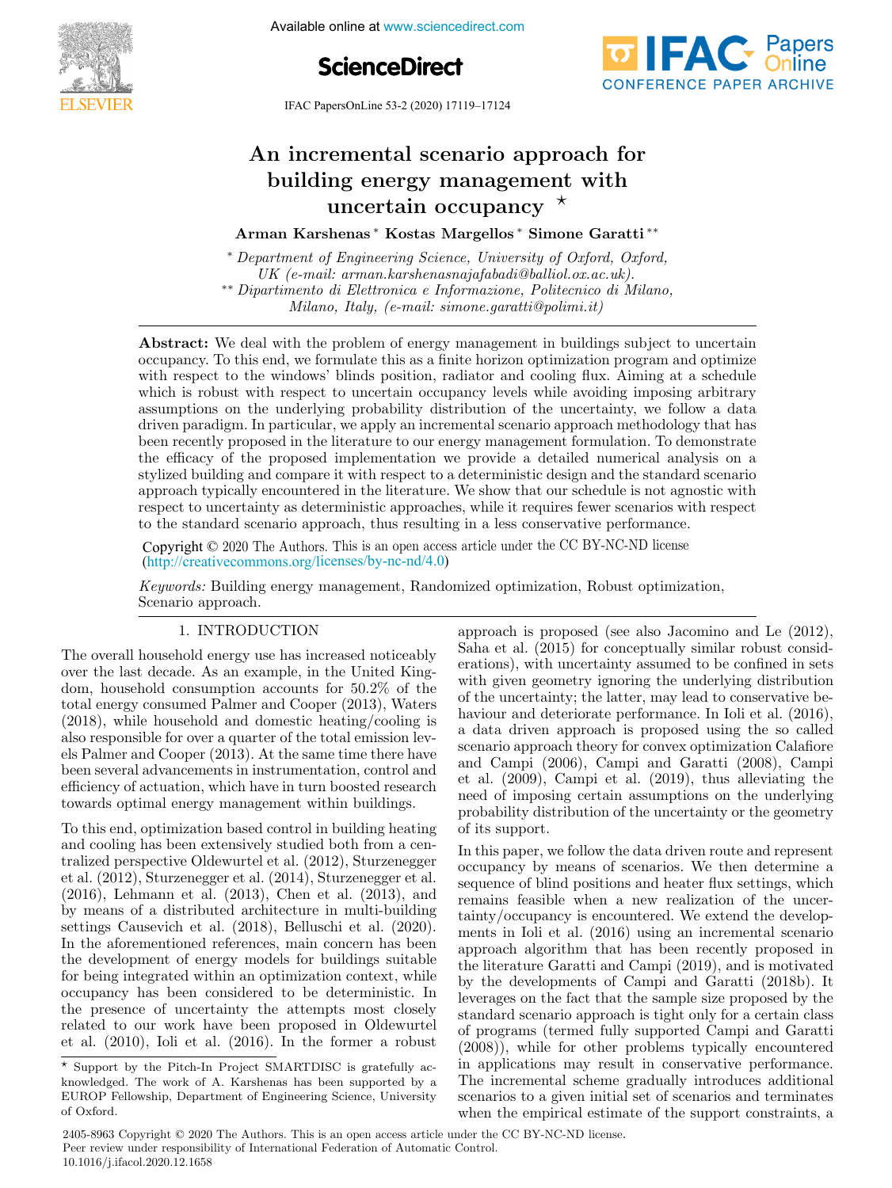# An incremental scenario approach for building energy management with uncertain occupancy ⋆

**Arman Karshenas** [*] **Kostas Margellos** [*] **Simone Garatti** [**]

[*] *Department of Engineering Science, University of Oxford, Oxford, UK (e-mail: arman.karshenasnajafabadi@balliol.ox.ac.uk).*
[**] *Dipartimento di Elettronica e Informazione, Politecnico di Milano, Milano, Italy, (e-mail: simone.garatti@polimi.it)*

**Abstract:** We deal with the problem of energy management in buildings subject to uncertain occupancy. To this end, we formulate this as a finite horizon optimization program and optimize with respect to the windows' blinds position, radiator and cooling flux. Aiming at a schedule which is robust with respect to uncertain occupancy levels while avoiding imposing arbitrary assumptions on the underlying probability distribution of the uncertainty, we follow a data driven paradigm. In particular, we apply an incremental scenario approach methodology that has been recently proposed in the literature to our energy management formulation. To demonstrate the efficacy of the proposed implementation we provide a detailed numerical analysis on a stylized building and compare it with respect to a deterministic design and the standard scenario approach typically encountered in the literature. We show that our schedule is not agnostic with respect to uncertainty as deterministic approaches, while it requires fewer scenarios with respect to the standard scenario approach, thus resulting in a less conservative performance.

Copyright © 2020 The Authors. This is an open access article under the CC BY-NC-ND license (http://creativecommons.org/licenses/by-nc-nd/4.0)

*Keywords:* Building energy management, Randomized optimization, Robust optimization, Scenario approach.

## 1. INTRODUCTION

The overall household energy use has increased noticeably over the last decade. As an example, in the United Kingdom, household consumption accounts for 50.2% of the total energy consumed Palmer and Cooper (2013), Waters (2018), while household and domestic heating/cooling is also responsible for over a quarter of the total emission levels Palmer and Cooper (2013). At the same time there have been several advancements in instrumentation, control and efficiency of actuation, which have in turn boosted research towards optimal energy management within buildings.

To this end, optimization based control in building heating and cooling has been extensively studied both from a centralized perspective Oldewurtel et al. (2012), Sturzenegger et al. (2012), Sturzenegger et al. (2014), Sturzenegger et al. (2016), Lehmann et al. (2013), Chen et al. (2013), and by means of a distributed architecture in multi-building settings Causevich et al. (2018), Belluschi et al. (2020). In the aforementioned references, main concern has been the development of energy models for buildings suitable for being integrated within an optimization context, while occupancy has been considered to be deterministic. In the presence of uncertainty the attempts most closely related to our work have been proposed in Oldewurtel et al. (2010), Ioli et al. (2016). In the former a robust approach is proposed (see also Jacomino and Le (2012), Saha et al. (2015) for conceptually similar robust considerations), with uncertainty assumed to be confined in sets with given geometry ignoring the underlying distribution of the uncertainty; the latter, may lead to conservative behaviour and deteriorate performance. In Ioli et al. (2016), a data driven approach is proposed using the so called scenario approach theory for convex optimization Calafiore and Campi (2006), Campi and Garatti (2008), Campi et al. (2009), Campi et al. (2019), thus alleviating the need of imposing certain assumptions on the underlying probability distribution of the uncertainty or the geometry of its support.

In this paper, we follow the data driven route and represent occupancy by means of scenarios. We then determine a sequence of blind positions and heater flux settings, which remains feasible when a new realization of the uncertainty/occupancy is encountered. We extend the developments in Ioli et al. (2016) using an incremental scenario approach algorithm that has been recently proposed in the literature Garatti and Campi (2019), and is motivated by the developments of Campi and Garatti (2018b). It leverages on the fact that the sample size proposed by the standard scenario approach is tight only for a certain class of programs (termed fully supported Campi and Garatti (2008)), while for other problems typically encountered in applications may result in conservative performance. The incremental scheme gradually introduces additional scenarios to a given initial set of scenarios and terminates when the empirical estimate of the support constraints, a

⋆ Support by the Pitch-In Project SMARTDISC is gratefully acknowledged. The work of A. Karshenas has been supported by a EUROP Fellowship, Department of Engineering Science, University of Oxford.

2405-8963 Copyright © 2020 The Authors. This is an open access article under the CC BY-NC-ND license.
Peer review under responsibility of International Federation of Automatic Control.
10.1016/j.ifacol.2020.12.1658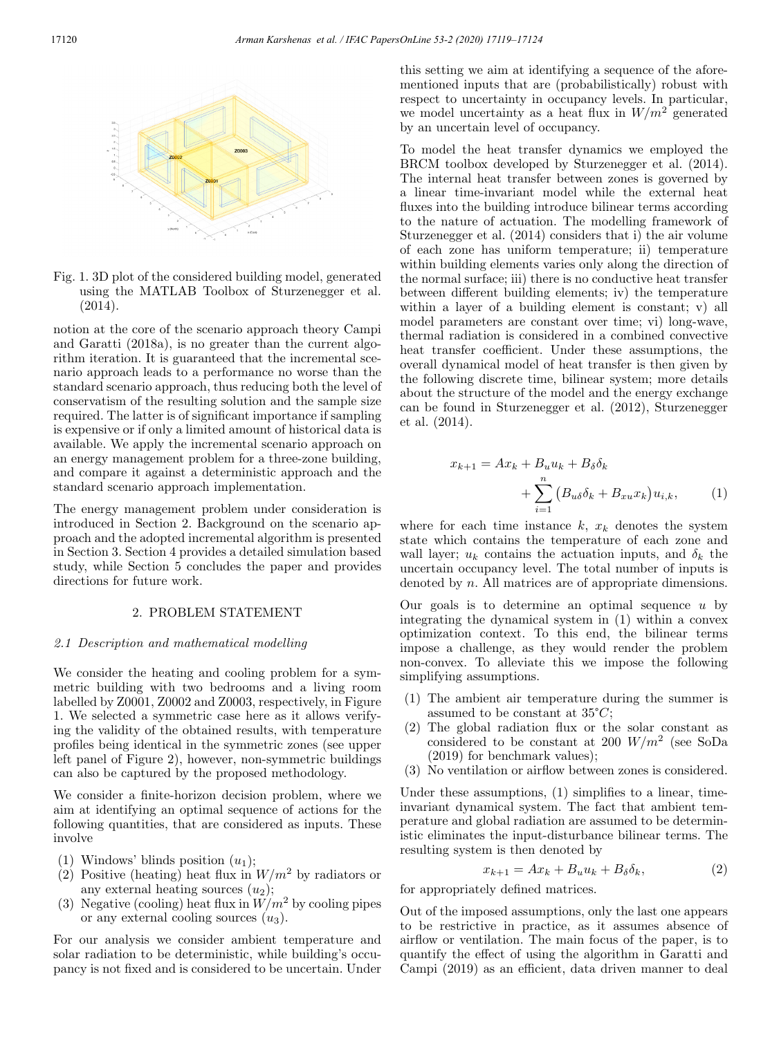Fig. 1. 3D plot of the considered building model, generated using the MATLAB Toolbox of Sturzenegger et al. (2014).

notion at the core of the scenario approach theory Campi and Garatti (2018a), is no greater than the current algorithm iteration. It is guaranteed that the incremental scenario approach leads to a performance no worse than the standard scenario approach, thus reducing both the level of conservatism of the resulting solution and the sample size required. The latter is of significant importance if sampling is expensive or if only a limited amount of historical data is available. We apply the incremental scenario approach on an energy management problem for a three-zone building, and compare it against a deterministic approach and the standard scenario approach implementation.

The energy management problem under consideration is introduced in Section 2. Background on the scenario approach and the adopted incremental algorithm is presented in Section 3. Section 4 provides a detailed simulation based study, while Section 5 concludes the paper and provides directions for future work.

## 2. PROBLEM STATEMENT

### *2.1 Description and mathematical modelling*

We consider the heating and cooling problem for a symmetric building with two bedrooms and a living room labelled by Z0001, Z0002 and Z0003, respectively, in Figure 1. We selected a symmetric case here as it allows verifying the validity of the obtained results, with temperature profiles being identical in the symmetric zones (see upper left panel of Figure 2), however, non-symmetric buildings can also be captured by the proposed methodology.

We consider a finite-horizon decision problem, where we aim at identifying an optimal sequence of actions for the following quantities, that are considered as inputs. These involve

1. Windows' blinds position ($u_1$);
2. Positive (heating) heat flux in $W/m^2$ by radiators or any external heating sources ($u_2$);
3. Negative (cooling) heat flux in $W/m^2$ by cooling pipes or any external cooling sources ($u_3$).

For our analysis we consider ambient temperature and solar radiation to be deterministic, while building's occupancy is not fixed and is considered to be uncertain. Under this setting we aim at identifying a sequence of the aforementioned inputs that are (probabilistically) robust with respect to uncertainty in occupancy levels. In particular, we model uncertainty as a heat flux in $W/m^2$ generated by an uncertain level of occupancy.

To model the heat transfer dynamics we employed the BRCM toolbox developed by Sturzenegger et al. (2014). The internal heat transfer between zones is governed by a linear time-invariant model while the external heat fluxes into the building introduce bilinear terms according to the nature of actuation. The modelling framework of Sturzenegger et al. (2014) considers that i) the air volume of each zone has uniform temperature; ii) temperature within building elements varies only along the direction of the normal surface; iii) there is no conductive heat transfer between different building elements; iv) the temperature within a layer of a building element is constant; v) all model parameters are constant over time; vi) long-wave, thermal radiation is considered in a combined convective heat transfer coefficient. Under these assumptions, the overall dynamical model of heat transfer is then given by the following discrete time, bilinear system; more details about the structure of the model and the energy exchange can be found in Sturzenegger et al. (2012), Sturzenegger et al. (2014).

$$x_{k+1} = Ax_k + B_u u_k + B_\delta \delta_k + \sum_{i=1}^{n} \left( B_{u\delta} \delta_k + B_{xu} x_k \right) u_{i,k}, \qquad (1)$$

where for each time instance $k$, $x_k$ denotes the system state which contains the temperature of each zone and wall layer; $u_k$ contains the actuation inputs, and $\delta_k$ the uncertain occupancy level. The total number of inputs is denoted by $n$. All matrices are of appropriate dimensions.

Our goals is to determine an optimal sequence $u$ by integrating the dynamical system in (1) within a convex optimization context. To this end, the bilinear terms impose a challenge, as they would render the problem non-convex. To alleviate this we impose the following simplifying assumptions.

1. The ambient air temperature during the summer is assumed to be constant at $35^{\circ}C$;
2. The global radiation flux or the solar constant as considered to be constant at 200 $W/m^2$ (see SoDa (2019) for benchmark values);
3. No ventilation or airflow between zones is considered.

Under these assumptions, (1) simplifies to a linear, time-invariant dynamical system. The fact that ambient temperature and global radiation are assumed to be deterministic eliminates the input-disturbance bilinear terms. The resulting system is then denoted by

$$x_{k+1} = Ax_k + B_u u_k + B_\delta \delta_k, \qquad (2)$$

for appropriately defined matrices.

Out of the imposed assumptions, only the last one appears to be restrictive in practice, as it assumes absence of airflow or ventilation. The main focus of the paper, is to quantify the effect of using the algorithm in Garatti and Campi (2019) as an efficient, data driven manner to deal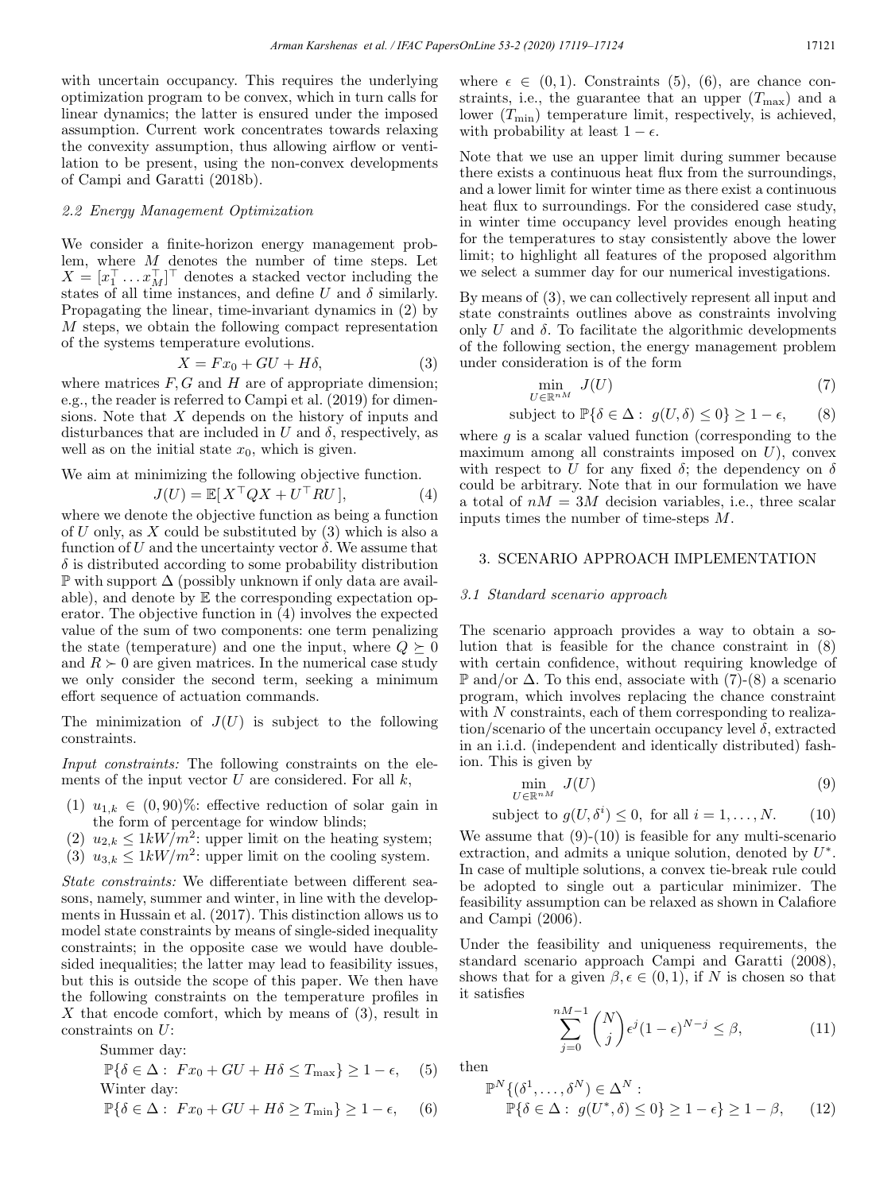with uncertain occupancy. This requires the underlying optimization program to be convex, which in turn calls for linear dynamics; the latter is ensured under the imposed assumption. Current work concentrates towards relaxing the convexity assumption, thus allowing airflow or ventilation to be present, using the non-convex developments of Campi and Garatti (2018b).

### 2.2 Energy Management Optimization

We consider a finite-horizon energy management problem, where $M$ denotes the number of time steps. Let $X = [x_1^\top \dots x_M^\top]^\top$ denotes a stacked vector including the states of all time instances, and define $U$ and $\delta$ similarly. Propagating the linear, time-invariant dynamics in (2) by $M$ steps, we obtain the following compact representation of the systems temperature evolutions.

$$X = Fx_0 + GU + H\delta, \tag{3}$$

where matrices $F, G$ and $H$ are of appropriate dimension; e.g., the reader is referred to Campi et al. (2019) for dimensions. Note that $X$ depends on the history of inputs and disturbances that are included in $U$ and $\delta$, respectively, as well as on the initial state $x_0$, which is given.

We aim at minimizing the following objective function.

$$J(U) = \mathbb{E}[\, X^\top Q X + U^\top R U\,], \tag{4}$$

where we denote the objective function as being a function of $U$ only, as $X$ could be substituted by (3) which is also a function of $U$ and the uncertainty vector $\delta$. We assume that $\delta$ is distributed according to some probability distribution $\mathbb{P}$ with support $\Delta$ (possibly unknown if only data are available), and denote by $\mathbb{E}$ the corresponding expectation operator. The objective function in (4) involves the expected value of the sum of two components: one term penalizing the state (temperature) and one the input, where $Q \succeq 0$ and $R \succ 0$ are given matrices. In the numerical case study we only consider the second term, seeking a minimum effort sequence of actuation commands.

The minimization of $J(U)$ is subject to the following constraints.

*Input constraints:* The following constraints on the elements of the input vector $U$ are considered. For all $k$,

1. $u_{1,k} \in (0, 90)\%$: effective reduction of solar gain in the form of percentage for window blinds;
2. $u_{2,k} \leq 1kW/m^2$: upper limit on the heating system;
3. $u_{3,k} \leq 1kW/m^2$: upper limit on the cooling system.

*State constraints:* We differentiate between different seasons, namely, summer and winter, in line with the developments in Hussain et al. (2017). This distinction allows us to model state constraints by means of single-sided inequality constraints; in the opposite case we would have double-sided inequalities; the latter may lead to feasibility issues, but this is outside the scope of this paper. We then have the following constraints on the temperature profiles in $X$ that encode comfort, which by means of (3), result in constraints on $U$:

Summer day:

$$\mathbb{P}\{\delta \in \Delta : \; Fx_0 + GU + H\delta \leq T_{\max}\} \geq 1 - \epsilon, \tag{5}$$

Winter day:

$$\mathbb{P}\{\delta \in \Delta : \; Fx_0 + GU + H\delta \geq T_{\min}\} \geq 1 - \epsilon, \tag{6}$$

where $\epsilon \in (0, 1)$. Constraints (5), (6), are chance constraints, i.e., the guarantee that an upper ($T_{\max}$) and a lower ($T_{\min}$) temperature limit, respectively, is achieved, with probability at least $1 - \epsilon$.

Note that we use an upper limit during summer because there exists a continuous heat flux from the surroundings, and a lower limit for winter time as there exist a continuous heat flux to surroundings. For the considered case study, in winter time occupancy level provides enough heating for the temperatures to stay consistently above the lower limit; to highlight all features of the proposed algorithm we select a summer day for our numerical investigations.

By means of (3), we can collectively represent all input and state constraints outlines above as constraints involving only $U$ and $\delta$. To facilitate the algorithmic developments of the following section, the energy management problem under consideration is of the form

$$\min_{U \in \mathbb{R}^{nM}} \; J(U) \tag{7}$$

$$\text{subject to } \mathbb{P}\{\delta \in \Delta : \; g(U, \delta) \leq 0\} \geq 1 - \epsilon, \tag{8}$$

where $g$ is a scalar valued function (corresponding to the maximum among all constraints imposed on $U$), convex with respect to $U$ for any fixed $\delta$; the dependency on $\delta$ could be arbitrary. Note that in our formulation we have a total of $nM = 3M$ decision variables, i.e., three scalar inputs times the number of time-steps $M$.

## 3. SCENARIO APPROACH IMPLEMENTATION

### 3.1 Standard scenario approach

The scenario approach provides a way to obtain a solution that is feasible for the chance constraint in (8) with certain confidence, without requiring knowledge of $\mathbb{P}$ and/or $\Delta$. To this end, associate with (7)-(8) a scenario program, which involves replacing the chance constraint with $N$ constraints, each of them corresponding to realization/scenario of the uncertain occupancy level $\delta$, extracted in an i.i.d. (independent and identically distributed) fashion. This is given by

$$\min_{U \in \mathbb{R}^{nM}} \; J(U) \tag{9}$$

$$\text{subject to } g(U, \delta^i) \leq 0, \text{ for all } i = 1, \dots, N. \tag{10}$$

We assume that (9)-(10) is feasible for any multi-scenario extraction, and admits a unique solution, denoted by $U^*$. In case of multiple solutions, a convex tie-break rule could be adopted to single out a particular minimizer. The feasibility assumption can be relaxed as shown in Calafiore and Campi (2006).

Under the feasibility and uniqueness requirements, the standard scenario approach Campi and Garatti (2008), shows that for a given $\beta, \epsilon \in (0, 1)$, if $N$ is chosen so that it satisfies

$$\sum_{j=0}^{nM-1} \binom{N}{j} \epsilon^j (1 - \epsilon)^{N-j} \leq \beta, \tag{11}$$

then

$$\mathbb{P}^N\{(\delta^1, \dots, \delta^N) \in \Delta^N : \\ \mathbb{P}\{\delta \in \Delta : \; g(U^*, \delta) \leq 0\} \geq 1 - \epsilon\} \geq 1 - \beta, \tag{12}$$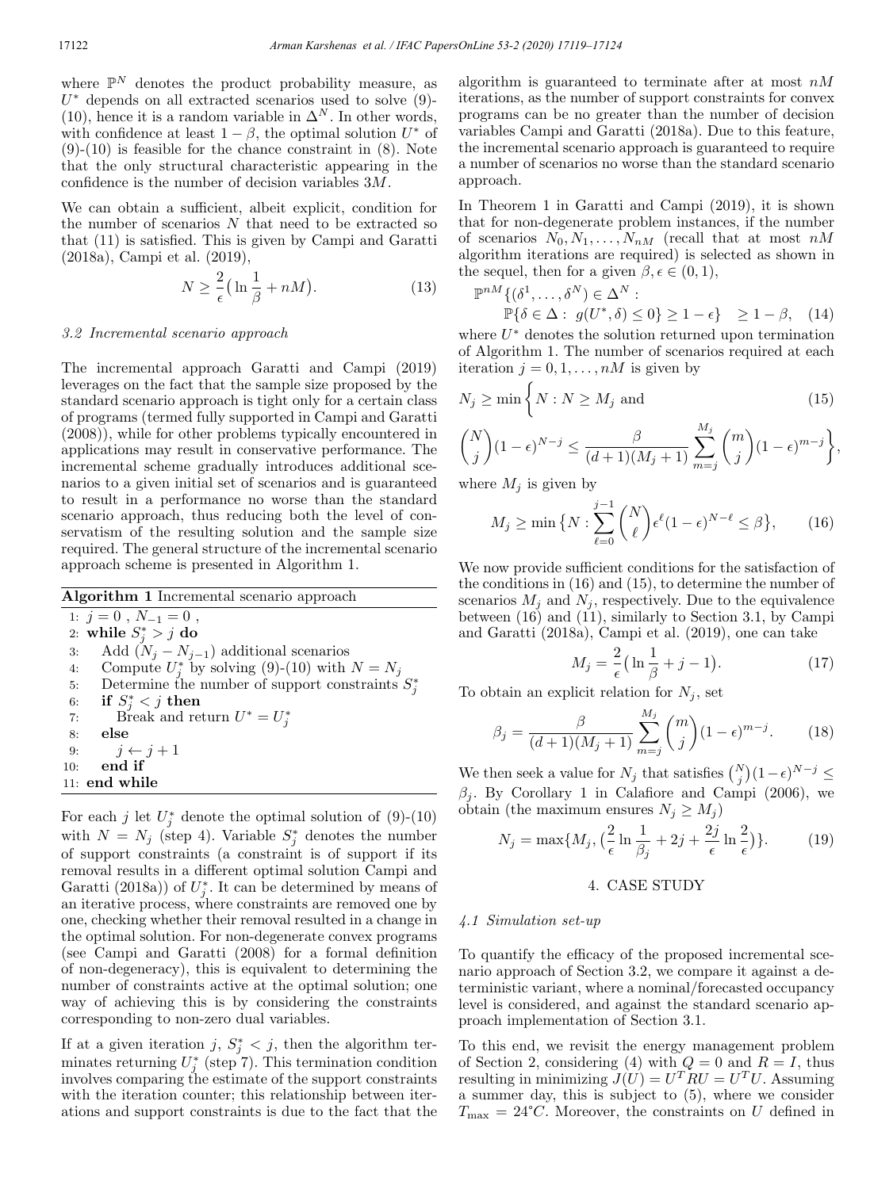where $\mathbb{P}^N$ denotes the product probability measure, as $U^*$ depends on all extracted scenarios used to solve (9)-(10), hence it is a random variable in $\Delta^N$. In other words, with confidence at least $1-\beta$, the optimal solution $U^*$ of (9)-(10) is feasible for the chance constraint in (8). Note that the only structural characteristic appearing in the confidence is the number of decision variables $3M$.

We can obtain a sufficient, albeit explicit, condition for the number of scenarios $N$ that need to be extracted so that (11) is satisfied. This is given by Campi and Garatti (2018a), Campi et al. (2019),

$$N \geq \frac{2}{\epsilon}\big(\ln\frac{1}{\beta} + nM\big). \tag{13}$$

### 3.2 Incremental scenario approach

The incremental approach Garatti and Campi (2019) leverages on the fact that the sample size proposed by the standard scenario approach is tight only for a certain class of programs (termed fully supported in Campi and Garatti (2008)), while for other problems typically encountered in applications may result in conservative performance. The incremental scheme gradually introduces additional scenarios to a given initial set of scenarios and is guaranteed to result in a performance no worse than the standard scenario approach, thus reducing both the level of conservatism of the resulting solution and the sample size required. The general structure of the incremental scenario approach scheme is presented in Algorithm 1.

**Algorithm 1** Incremental scenario approach

```
1:  j = 0 , N_{-1} = 0 ,
2:  while S*_j > j do
3:     Add (N_j − N_{j−1}) additional scenarios
4:     Compute U*_j by solving (9)-(10) with N = N_j
5:     Determine the number of support constraints S*_j
6:     if S*_j < j then
7:        Break and return U* = U*_j
8:     else
9:        j ← j + 1
10:    end if
11: end while
```

For each $j$ let $U_j^*$ denote the optimal solution of (9)-(10) with $N = N_j$ (step 4). Variable $S_j^*$ denotes the number of support constraints (a constraint is of support if its removal results in a different optimal solution Campi and Garatti (2018a)) of $U_j^*$. It can be determined by means of an iterative process, where constraints are removed one by one, checking whether their removal resulted in a change in the optimal solution. For non-degenerate convex programs (see Campi and Garatti (2008) for a formal definition of non-degeneracy), this is equivalent to determining the number of constraints active at the optimal solution; one way of achieving this is by considering the constraints corresponding to non-zero dual variables.

If at a given iteration $j$, $S_j^* < j$, then the algorithm terminates returning $U_j^*$ (step 7). This termination condition involves comparing the estimate of the support constraints with the iteration counter; this relationship between iterations and support constraints is due to the fact that the algorithm is guaranteed to terminate after at most $nM$ iterations, as the number of support constraints for convex programs can be no greater than the number of decision variables Campi and Garatti (2018a). Due to this feature, the incremental scenario approach is guaranteed to require a number of scenarios no worse than the standard scenario approach.

In Theorem 1 in Garatti and Campi (2019), it is shown that for non-degenerate problem instances, if the number of scenarios $N_0, N_1, \ldots, N_{nM}$ (recall that at most $nM$ algorithm iterations are required) is selected as shown in the sequel, then for a given $\beta, \epsilon \in (0,1)$,

$$\mathbb{P}^{nM}\{(\delta^1,\ldots,\delta^N) \in \Delta^N : \\ \mathbb{P}\{\delta \in \Delta : \ g(U^*,\delta) \leq 0\} \geq 1-\epsilon\} \quad \geq 1-\beta, \tag{14}$$

where $U^*$ denotes the solution returned upon termination of Algorithm 1. The number of scenarios required at each iteration $j = 0, 1, \ldots, nM$ is given by

$$N_j \geq \min\bigg\{N : N \geq M_j \text{ and} \tag{15}$$

$$\binom{N}{j}(1-\epsilon)^{N-j} \leq \frac{\beta}{(d+1)(M_j+1)}\sum_{m=j}^{M_j}\binom{m}{j}(1-\epsilon)^{m-j}\bigg\},$$

where $M_j$ is given by

$$M_j \geq \min\big\{N : \sum_{\ell=0}^{j-1}\binom{N}{\ell}\epsilon^{\ell}(1-\epsilon)^{N-\ell} \leq \beta\big\}, \tag{16}$$

We now provide sufficient conditions for the satisfaction of the conditions in (16) and (15), to determine the number of scenarios $M_j$ and $N_j$, respectively. Due to the equivalence between (16) and (11), similarly to Section 3.1, by Campi and Garatti (2018a), Campi et al. (2019), one can take

$$M_j = \frac{2}{\epsilon}\big(\ln\frac{1}{\beta} + j - 1\big). \tag{17}$$

To obtain an explicit relation for $N_j$, set

$$\beta_j = \frac{\beta}{(d+1)(M_j+1)}\sum_{m=j}^{M_j}\binom{m}{j}(1-\epsilon)^{m-j}. \tag{18}$$

We then seek a value for $N_j$ that satisfies $\binom{N}{j}(1-\epsilon)^{N-j} \leq \beta_j$. By Corollary 1 in Calafiore and Campi (2006), we obtain (the maximum ensures $N_j \geq M_j$)

$$N_j = \max\{M_j, \big(\frac{2}{\epsilon}\ln\frac{1}{\beta_j} + 2j + \frac{2j}{\epsilon}\ln\frac{2}{\epsilon}\big)\}. \tag{19}$$

## 4. CASE STUDY

### 4.1 Simulation set-up

To quantify the efficacy of the proposed incremental scenario approach of Section 3.2, we compare it against a deterministic variant, where a nominal/forecasted occupancy level is considered, and against the standard scenario approach implementation of Section 3.1.

To this end, we revisit the energy management problem of Section 2, considering (4) with $Q = 0$ and $R = I$, thus resulting in minimizing $J(U) = U^T RU = U^T U$. Assuming a summer day, this is subject to (5), where we consider $T_{\max} = 24^{\circ}C$. Moreover, the constraints on $U$ defined in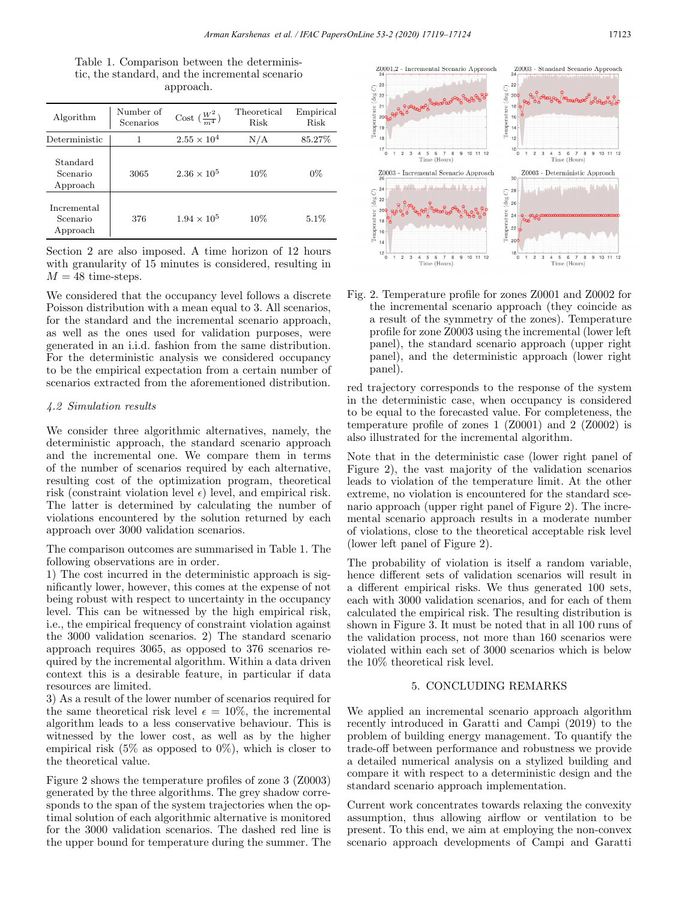Table 1. Comparison between the deterministic, the standard, and the incremental scenario approach.

| Algorithm | Number of Scenarios | Cost ($\frac{W^2}{m^4}$) | Theoretical Risk | Empirical Risk |
|---|---|---|---|---|
| Deterministic | 1 | $2.55 \times 10^4$ | N/A | 85.27% |
| Standard Scenario Approach | 3065 | $2.36 \times 10^5$ | 10% | 0% |
| Incremental Scenario Approach | 376 | $1.94 \times 10^5$ | 10% | 5.1% |

Section 2 are also imposed. A time horizon of 12 hours with granularity of 15 minutes is considered, resulting in $M = 48$ time-steps.

We considered that the occupancy level follows a discrete Poisson distribution with a mean equal to 3. All scenarios, for the standard and the incremental scenario approach, as well as the ones used for validation purposes, were generated in an i.i.d. fashion from the same distribution. For the deterministic analysis we considered occupancy to be the empirical expectation from a certain number of scenarios extracted from the aforementioned distribution.

### *4.2 Simulation results*

We consider three algorithmic alternatives, namely, the deterministic approach, the standard scenario approach and the incremental one. We compare them in terms of the number of scenarios required by each alternative, resulting cost of the optimization program, theoretical risk (constraint violation level $\epsilon$) level, and empirical risk. The latter is determined by calculating the number of violations encountered by the solution returned by each approach over 3000 validation scenarios.

The comparison outcomes are summarised in Table 1. The following observations are in order.
1) The cost incurred in the deterministic approach is significantly lower, however, this comes at the expense of not being robust with respect to uncertainty in the occupancy level. This can be witnessed by the high empirical risk, i.e., the empirical frequency of constraint violation against the 3000 validation scenarios. 2) The standard scenario approach requires 3065, as opposed to 376 scenarios required by the incremental algorithm. Within a data driven context this is a desirable feature, in particular if data resources are limited.
3) As a result of the lower number of scenarios required for the same theoretical risk level $\epsilon = 10\%$, the incremental algorithm leads to a less conservative behaviour. This is witnessed by the lower cost, as well as by the higher empirical risk (5% as opposed to 0%), which is closer to the theoretical value.

Figure 2 shows the temperature profiles of zone 3 (Z0003) generated by the three algorithms. The grey shadow corresponds to the span of the system trajectories when the optimal solution of each algorithmic alternative is monitored for the 3000 validation scenarios. The dashed red line is the upper bound for temperature during the summer. The red trajectory corresponds to the response of the system in the deterministic case, when occupancy is considered to be equal to the forecasted value. For completeness, the temperature profile of zones 1 (Z0001) and 2 (Z0002) is also illustrated for the incremental algorithm.

Fig. 2. Temperature profile for zones Z0001 and Z0002 for the incremental scenario approach (they coincide as a result of the symmetry of the zones). Temperature profile for zone Z0003 using the incremental (lower left panel), the standard scenario approach (upper right panel), and the deterministic approach (lower right panel).

Note that in the deterministic case (lower right panel of Figure 2), the vast majority of the validation scenarios leads to violation of the temperature limit. At the other extreme, no violation is encountered for the standard scenario approach (upper right panel of Figure 2). The incremental scenario approach results in a moderate number of violations, close to the theoretical acceptable risk level (lower left panel of Figure 2).

The probability of violation is itself a random variable, hence different sets of validation scenarios will result in a different empirical risks. We thus generated 100 sets, each with 3000 validation scenarios, and for each of them calculated the empirical risk. The resulting distribution is shown in Figure 3. It must be noted that in all 100 runs of the validation process, not more than 160 scenarios were violated within each set of 3000 scenarios which is below the 10% theoretical risk level.

## 5. CONCLUDING REMARKS

We applied an incremental scenario approach algorithm recently introduced in Garatti and Campi (2019) to the problem of building energy management. To quantify the trade-off between performance and robustness we provide a detailed numerical analysis on a stylized building and compare it with respect to a deterministic design and the standard scenario approach implementation.

Current work concentrates towards relaxing the convexity assumption, thus allowing airflow or ventilation to be present. To this end, we aim at employing the non-convex scenario approach developments of Campi and Garatti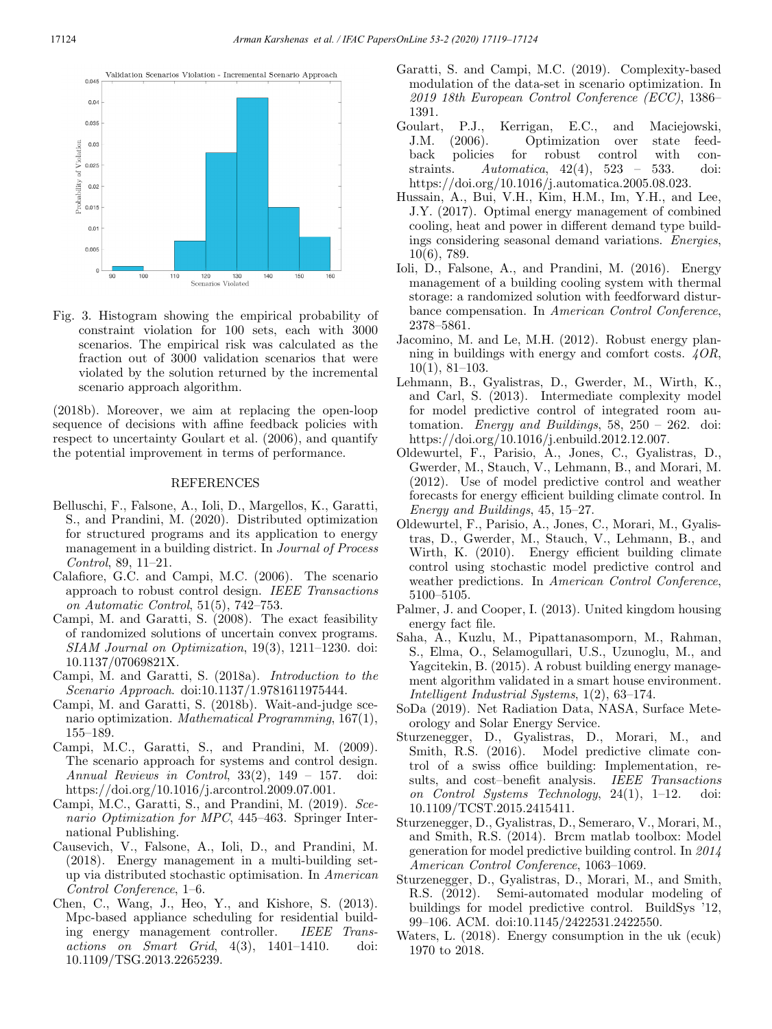Validation Scenarios Violation - Incremental Scenario Approach

Probability of Violation

0.045
0.04
0.035
0.03
0.025
0.02
0.015
0.01
0.005
0

Scenarios Violated

90 100 110 120 130 140 150 160

Fig. 3. Histogram showing the empirical probability of constraint violation for 100 sets, each with 3000 scenarios. The empirical risk was calculated as the fraction out of 3000 validation scenarios that were violated by the solution returned by the incremental scenario approach algorithm.

(2018b). Moreover, we aim at replacing the open-loop sequence of decisions with affine feedback policies with respect to uncertainty Goulart et al. (2006), and quantify the potential improvement in terms of performance.

## REFERENCES

Belluschi, F., Falsone, A., Ioli, D., Margellos, K., Garatti, S., and Prandini, M. (2020). Distributed optimization for structured programs and its application to energy management in a building district. In *Journal of Process Control*, 89, 11–21.

Calafiore, G.C. and Campi, M.C. (2006). The scenario approach to robust control design. *IEEE Transactions on Automatic Control*, 51(5), 742–753.

Campi, M. and Garatti, S. (2008). The exact feasibility of randomized solutions of uncertain convex programs. *SIAM Journal on Optimization*, 19(3), 1211–1230. doi: 10.1137/07069821X.

Campi, M. and Garatti, S. (2018a). *Introduction to the Scenario Approach*. doi:10.1137/1.9781611975444.

Campi, M. and Garatti, S. (2018b). Wait-and-judge scenario optimization. *Mathematical Programming*, 167(1), 155–189.

Campi, M.C., Garatti, S., and Prandini, M. (2009). The scenario approach for systems and control design. *Annual Reviews in Control*, 33(2), 149 – 157. doi: https://doi.org/10.1016/j.arcontrol.2009.07.001.

Campi, M.C., Garatti, S., and Prandini, M. (2019). *Scenario Optimization for MPC*, 445–463. Springer International Publishing.

Causevich, V., Falsone, A., Ioli, D., and Prandini, M. (2018). Energy management in a multi-building setup via distributed stochastic optimisation. In *American Control Conference*, 1–6.

Chen, C., Wang, J., Heo, Y., and Kishore, S. (2013). Mpc-based appliance scheduling for residential building energy management controller. *IEEE Transactions on Smart Grid*, 4(3), 1401–1410. doi: 10.1109/TSG.2013.2265239.

Garatti, S. and Campi, M.C. (2019). Complexity-based modulation of the data-set in scenario optimization. In *2019 18th European Control Conference (ECC)*, 1386–1391.

Goulart, P.J., Kerrigan, E.C., and Maciejowski, J.M. (2006). Optimization over state feedback policies for robust control with constraints. *Automatica*, 42(4), 523 – 533. doi: https://doi.org/10.1016/j.automatica.2005.08.023.

Hussain, A., Bui, V.H., Kim, H.M., Im, Y.H., and Lee, J.Y. (2017). Optimal energy management of combined cooling, heat and power in different demand type buildings considering seasonal demand variations. *Energies*, 10(6), 789.

Ioli, D., Falsone, A., and Prandini, M. (2016). Energy management of a building cooling system with thermal storage: a randomized solution with feedforward disturbance compensation. In *American Control Conference*, 2378–5861.

Jacomino, M. and Le, M.H. (2012). Robust energy planning in buildings with energy and comfort costs. *4OR*, 10(1), 81–103.

Lehmann, B., Gyalistras, D., Gwerder, M., Wirth, K., and Carl, S. (2013). Intermediate complexity model for model predictive control of integrated room automation. *Energy and Buildings*, 58, 250 – 262. doi: https://doi.org/10.1016/j.enbuild.2012.12.007.

Oldewurtel, F., Parisio, A., Jones, C., Gyalistras, D., Gwerder, M., Stauch, V., Lehmann, B., and Morari, M. (2012). Use of model predictive control and weather forecasts for energy efficient building climate control. In *Energy and Buildings*, 45, 15–27.

Oldewurtel, F., Parisio, A., Jones, C., Morari, M., Gyalistras, D., Gwerder, M., Stauch, V., Lehmann, B., and Wirth, K. (2010). Energy efficient building climate control using stochastic model predictive control and weather predictions. In *American Control Conference*, 5100–5105.

Palmer, J. and Cooper, I. (2013). United kingdom housing energy fact file.

Saha, A., Kuzlu, M., Pipattanasomporn, M., Rahman, S., Elma, O., Selamogullari, U.S., Uzunoglu, M., and Yagcitekin, B. (2015). A robust building energy management algorithm validated in a smart house environment. *Intelligent Industrial Systems*, 1(2), 63–174.

SoDa (2019). Net Radiation Data, NASA, Surface Meteorology and Solar Energy Service.

Sturzenegger, D., Gyalistras, D., Morari, M., and Smith, R.S. (2016). Model predictive climate control of a swiss office building: Implementation, results, and cost–benefit analysis. *IEEE Transactions on Control Systems Technology*, 24(1), 1–12. doi: 10.1109/TCST.2015.2415411.

Sturzenegger, D., Gyalistras, D., Semeraro, V., Morari, M., and Smith, R.S. (2014). Brcm matlab toolbox: Model generation for model predictive building control. In *2014 American Control Conference*, 1063–1069.

Sturzenegger, D., Gyalistras, D., Morari, M., and Smith, R.S. (2012). Semi-automated modular modeling of buildings for model predictive control. BuildSys '12, 99–106. ACM. doi:10.1145/2422531.2422550.

Waters, L. (2018). Energy consumption in the uk (ecuk) 1970 to 2018.